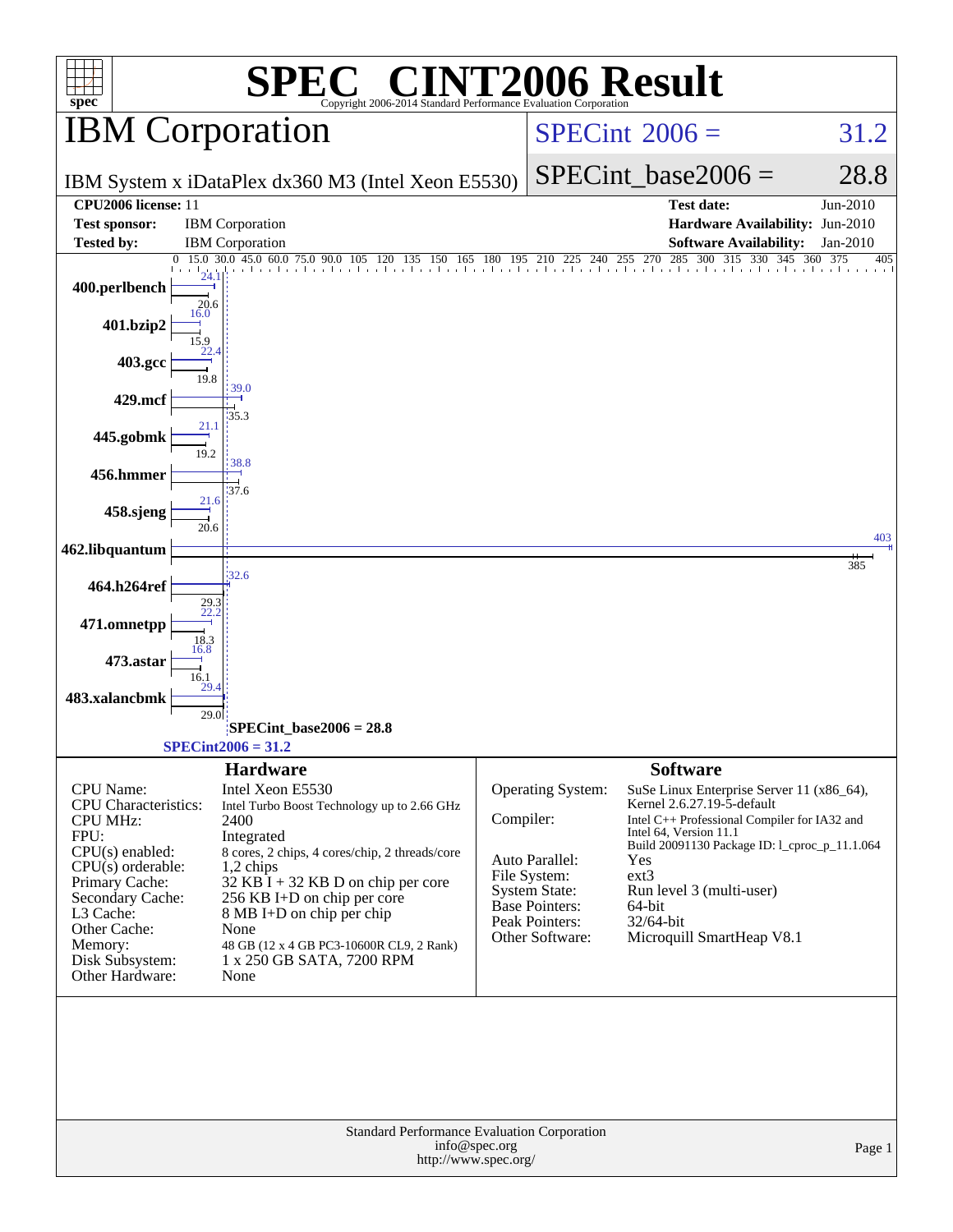# SPEC CINT2006 Result

Copyright 2006-2014 Standard Performance Evaluation Corporation

## IBM Corporation

IBM System x iDataPlex dx360 M3 (Intel Xeon E5530)

SPECint 2006 = 31.2

SPECint_base2006 = 28.8

| | | | |
|---|---|---|---|
| **CPU2006 license:** 11 | | **Test date:** | Jun-2010 |
| **Test sponsor:** | IBM Corporation | **Hardware Availability:** | Jun-2010 |
| **Tested by:** | IBM Corporation | **Software Availability:** | Jan-2010 |

| Benchmark | Peak | Base |
|---|---|---|
| 400.perlbench | 24.1 | 20.6 |
| 401.bzip2 | 16.0 | 15.9 |
| 403.gcc | 22.4 | 19.8 |
| 429.mcf | 39.0 | 35.3 |
| 445.gobmk | 21.1 | 19.2 |
| 456.hmmer | 38.8 | 37.6 |
| 458.sjeng | 21.6 | 20.6 |
| 462.libquantum | 403 | 385 |
| 464.h264ref | 32.6 | 29.3 |
| 471.omnetpp | 22.2 | 18.3 |
| 473.astar | 16.8 | 16.1 |
| 483.xalancbmk | 29.4 | 29.0 |

SPECint_base2006 = 28.8

SPECint2006 = 31.2

### Hardware

| | |
|---|---|
| CPU Name: | Intel Xeon E5530 |
| CPU Characteristics: | Intel Turbo Boost Technology up to 2.66 GHz |
| CPU MHz: | 2400 |
| FPU: | Integrated |
| CPU(s) enabled: | 8 cores, 2 chips, 4 cores/chip, 2 threads/core |
| CPU(s) orderable: | 1,2 chips |
| Primary Cache: | 32 KB I + 32 KB D on chip per core |
| Secondary Cache: | 256 KB I+D on chip per core |
| L3 Cache: | 8 MB I+D on chip per chip |
| Other Cache: | None |
| Memory: | 48 GB (12 x 4 GB PC3-10600R CL9, 2 Rank) |
| Disk Subsystem: | 1 x 250 GB SATA, 7200 RPM |
| Other Hardware: | None |

### Software

| | |
|---|---|
| Operating System: | SuSe Linux Enterprise Server 11 (x86_64), Kernel 2.6.27.19-5-default |
| Compiler: | Intel C++ Professional Compiler for IA32 and Intel 64, Version 11.1 Build 20091130 Package ID: l_cproc_p_11.1.064 |
| Auto Parallel: | Yes |
| File System: | ext3 |
| System State: | Run level 3 (multi-user) |
| Base Pointers: | 64-bit |
| Peak Pointers: | 32/64-bit |
| Other Software: | Microquill SmartHeap V8.1 |

Standard Performance Evaluation Corporation
info@spec.org
http://www.spec.org/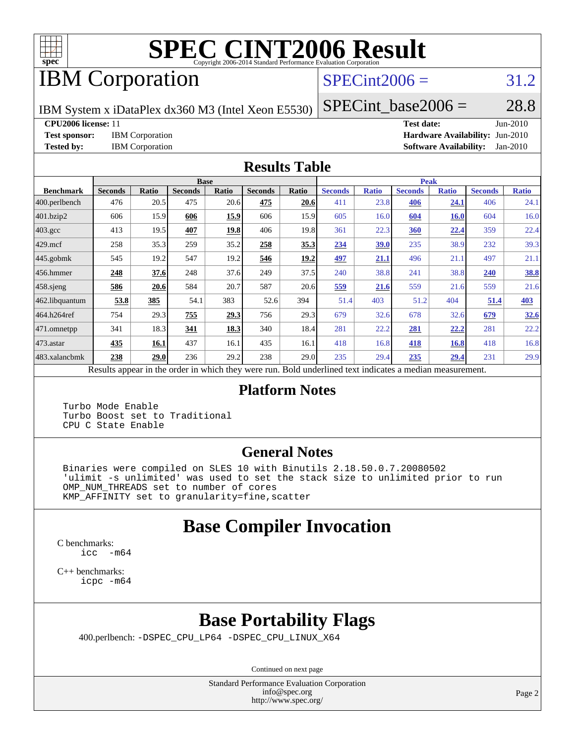# SPEC CINT2006 Result

Copyright 2006-2014 Standard Performance Evaluation Corporation

## IBM Corporation

IBM System x iDataPlex dx360 M3 (Intel Xeon E5530)

SPECint2006 = 31.2

SPECint_base2006 = 28.8

**CPU2006 license:** 11

**Test sponsor:** IBM Corporation

**Tested by:** IBM Corporation

**Test date:** Jun-2010

**Hardware Availability:** Jun-2010

**Software Availability:** Jan-2010

## Results Table

| | Base | | | | | | Peak | | | | | |
|---|---|---|---|---|---|---|---|---|---|---|---|---|
| **Benchmark** | **Seconds** | **Ratio** | **Seconds** | **Ratio** | **Seconds** | **Ratio** | **Seconds** | **Ratio** | **Seconds** | **Ratio** | **Seconds** | **Ratio** |
| 400.perlbench | 476 | 20.5 | 475 | 20.6 | **475** | **20.6** | 411 | 23.8 | **406** | **24.1** | 406 | 24.1 |
| 401.bzip2 | 606 | 15.9 | **606** | **15.9** | 606 | 15.9 | 605 | 16.0 | **604** | **16.0** | 604 | 16.0 |
| 403.gcc | 413 | 19.5 | **407** | **19.8** | 406 | 19.8 | 361 | 22.3 | **360** | **22.4** | 359 | 22.4 |
| 429.mcf | 258 | 35.3 | 259 | 35.2 | **258** | **35.3** | **234** | **39.0** | 235 | 38.9 | 232 | 39.3 |
| 445.gobmk | 545 | 19.2 | 547 | 19.2 | **546** | **19.2** | **497** | **21.1** | 496 | 21.1 | 497 | 21.1 |
| 456.hmmer | **248** | **37.6** | 248 | 37.6 | 249 | 37.5 | 240 | 38.8 | 241 | 38.8 | **240** | **38.8** |
| 458.sjeng | **586** | **20.6** | 584 | 20.7 | 587 | 20.6 | **559** | **21.6** | 559 | 21.6 | 559 | 21.6 |
| 462.libquantum | **53.8** | **385** | 54.1 | 383 | 52.6 | 394 | 51.4 | 403 | 51.2 | 404 | **51.4** | **403** |
| 464.h264ref | 754 | 29.3 | **755** | **29.3** | 756 | 29.3 | 679 | 32.6 | 678 | 32.6 | **679** | **32.6** |
| 471.omnetpp | 341 | 18.3 | **341** | **18.3** | 340 | 18.4 | 281 | 22.2 | **281** | **22.2** | 281 | 22.2 |
| 473.astar | **435** | **16.1** | 437 | 16.1 | 435 | 16.1 | 418 | 16.8 | **418** | **16.8** | 418 | 16.8 |
| 483.xalancbmk | **238** | **29.0** | 236 | 29.2 | 238 | 29.0 | 235 | 29.4 | **235** | **29.4** | 231 | 29.9 |

Results appear in the order in which they were run. Bold underlined text indicates a median measurement.

## Platform Notes

```
Turbo Mode Enable
Turbo Boost set to Traditional
CPU C State Enable
```

## General Notes

```
Binaries were compiled on SLES 10 with Binutils 2.18.50.0.7.20080502
'ulimit -s unlimited' was used to set the stack size to unlimited prior to run
OMP_NUM_THREADS set to number of cores
KMP_AFFINITY set to granularity=fine,scatter
```

## Base Compiler Invocation

C benchmarks:
```
icc  -m64
```

C++ benchmarks:
```
icpc -m64
```

## Base Portability Flags

400.perlbench: -DSPEC_CPU_LP64 -DSPEC_CPU_LINUX_X64

Continued on next page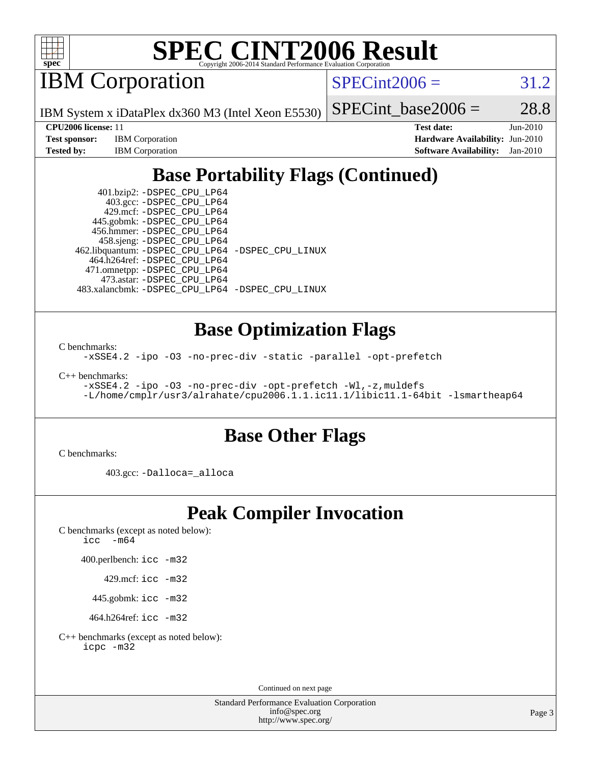# SPEC CINT2006 Result

Copyright 2006-2014 Standard Performance Evaluation Corporation

## IBM Corporation

IBM System x iDataPlex dx360 M3 (Intel Xeon E5530)

SPECint2006 = 31.2

SPECint_base2006 = 28.8

| | | | |
|---|---|---|---|
| **CPU2006 license:** 11 | | **Test date:** | Jun-2010 |
| **Test sponsor:** | IBM Corporation | **Hardware Availability:** | Jun-2010 |
| **Tested by:** | IBM Corporation | **Software Availability:** | Jan-2010 |

## Base Portability Flags (Continued)

401.bzip2: -DSPEC_CPU_LP64
403.gcc: -DSPEC_CPU_LP64
429.mcf: -DSPEC_CPU_LP64
445.gobmk: -DSPEC_CPU_LP64
456.hmmer: -DSPEC_CPU_LP64
458.sjeng: -DSPEC_CPU_LP64
462.libquantum: -DSPEC_CPU_LP64 -DSPEC_CPU_LINUX
464.h264ref: -DSPEC_CPU_LP64
471.omnetpp: -DSPEC_CPU_LP64
473.astar: -DSPEC_CPU_LP64
483.xalancbmk: -DSPEC_CPU_LP64 -DSPEC_CPU_LINUX

## Base Optimization Flags

C benchmarks:

-xSSE4.2 -ipo -O3 -no-prec-div -static -parallel -opt-prefetch

C++ benchmarks:

-xSSE4.2 -ipo -O3 -no-prec-div -opt-prefetch -Wl,-z,muldefs
-L/home/cmplr/usr3/alrahate/cpu2006.1.1.ic11.1/libic11.1-64bit -lsmartheap64

## Base Other Flags

C benchmarks:

403.gcc: -Dalloca=_alloca

## Peak Compiler Invocation

C benchmarks (except as noted below):
icc -m64

400.perlbench: icc -m32

429.mcf: icc -m32

445.gobmk: icc -m32

464.h264ref: icc -m32

C++ benchmarks (except as noted below):
icpc -m32

Continued on next page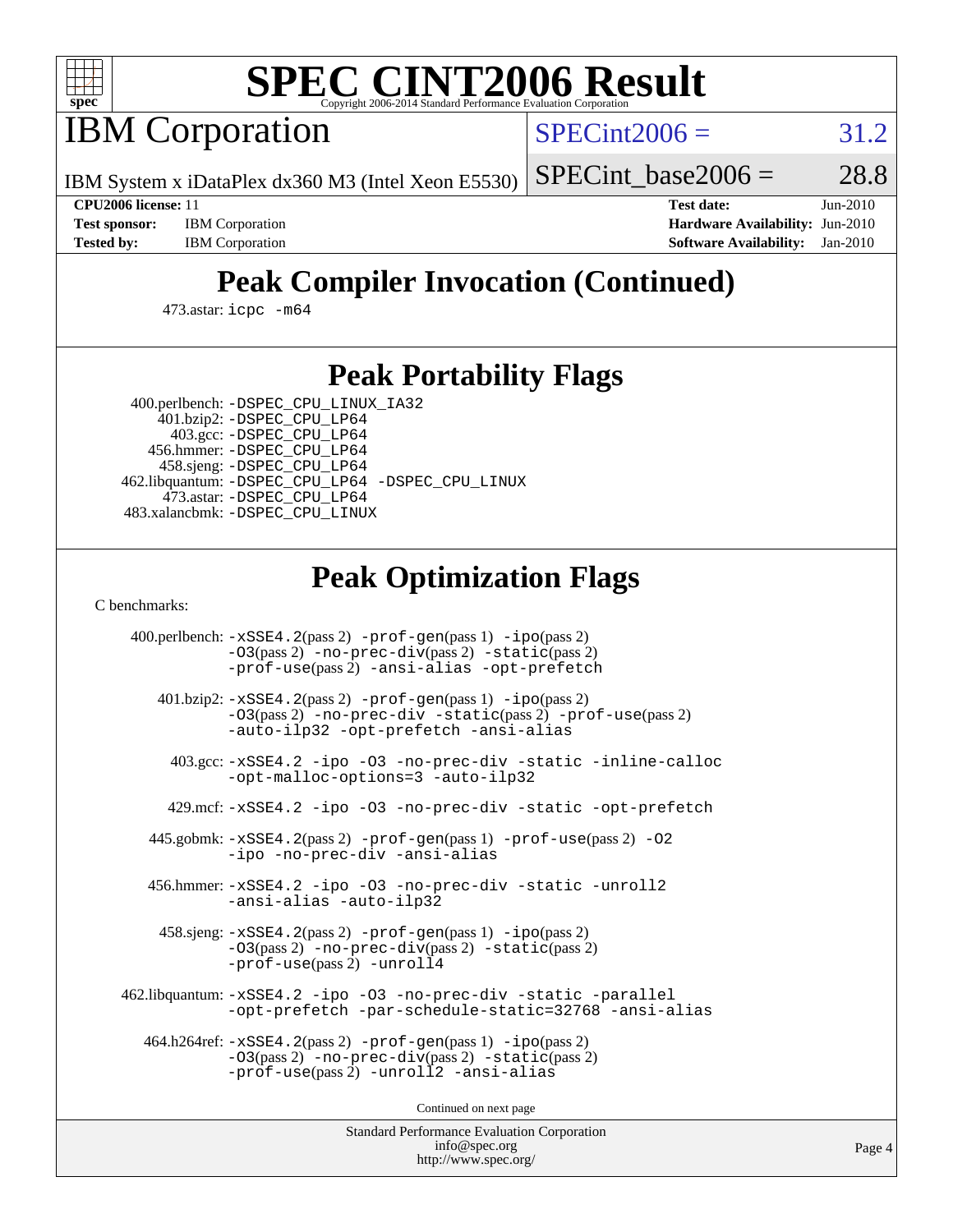# SPEC CINT2006 Result

IBM Corporation

IBM System x iDataPlex dx360 M3 (Intel Xeon E5530)

SPECint2006 = 31.2

SPECint_base2006 = 28.8

**CPU2006 license:** 11
**Test sponsor:** IBM Corporation
**Tested by:** IBM Corporation

**Test date:** Jun-2010
**Hardware Availability:** Jun-2010
**Software Availability:** Jan-2010

## Peak Compiler Invocation (Continued)

473.astar: icpc -m64

## Peak Portability Flags

400.perlbench: -DSPEC_CPU_LINUX_IA32
401.bzip2: -DSPEC_CPU_LP64
403.gcc: -DSPEC_CPU_LP64
456.hmmer: -DSPEC_CPU_LP64
458.sjeng: -DSPEC_CPU_LP64
462.libquantum: -DSPEC_CPU_LP64 -DSPEC_CPU_LINUX
473.astar: -DSPEC_CPU_LP64
483.xalancbmk: -DSPEC_CPU_LINUX

## Peak Optimization Flags

C benchmarks:

400.perlbench: -xSSE4.2(pass 2) -prof-gen(pass 1) -ipo(pass 2) -O3(pass 2) -no-prec-div(pass 2) -static(pass 2) -prof-use(pass 2) -ansi-alias -opt-prefetch

401.bzip2: -xSSE4.2(pass 2) -prof-gen(pass 1) -ipo(pass 2) -O3(pass 2) -no-prec-div -static(pass 2) -prof-use(pass 2) -auto-ilp32 -opt-prefetch -ansi-alias

403.gcc: -xSSE4.2 -ipo -O3 -no-prec-div -static -inline-calloc -opt-malloc-options=3 -auto-ilp32

429.mcf: -xSSE4.2 -ipo -O3 -no-prec-div -static -opt-prefetch

445.gobmk: -xSSE4.2(pass 2) -prof-gen(pass 1) -prof-use(pass 2) -O2 -ipo -no-prec-div -ansi-alias

456.hmmer: -xSSE4.2 -ipo -O3 -no-prec-div -static -unroll2 -ansi-alias -auto-ilp32

458.sjeng: -xSSE4.2(pass 2) -prof-gen(pass 1) -ipo(pass 2) -O3(pass 2) -no-prec-div(pass 2) -static(pass 2) -prof-use(pass 2) -unroll4

462.libquantum: -xSSE4.2 -ipo -O3 -no-prec-div -static -parallel -opt-prefetch -par-schedule-static=32768 -ansi-alias

464.h264ref: -xSSE4.2(pass 2) -prof-gen(pass 1) -ipo(pass 2) -O3(pass 2) -no-prec-div(pass 2) -static(pass 2) -prof-use(pass 2) -unroll2 -ansi-alias

Continued on next page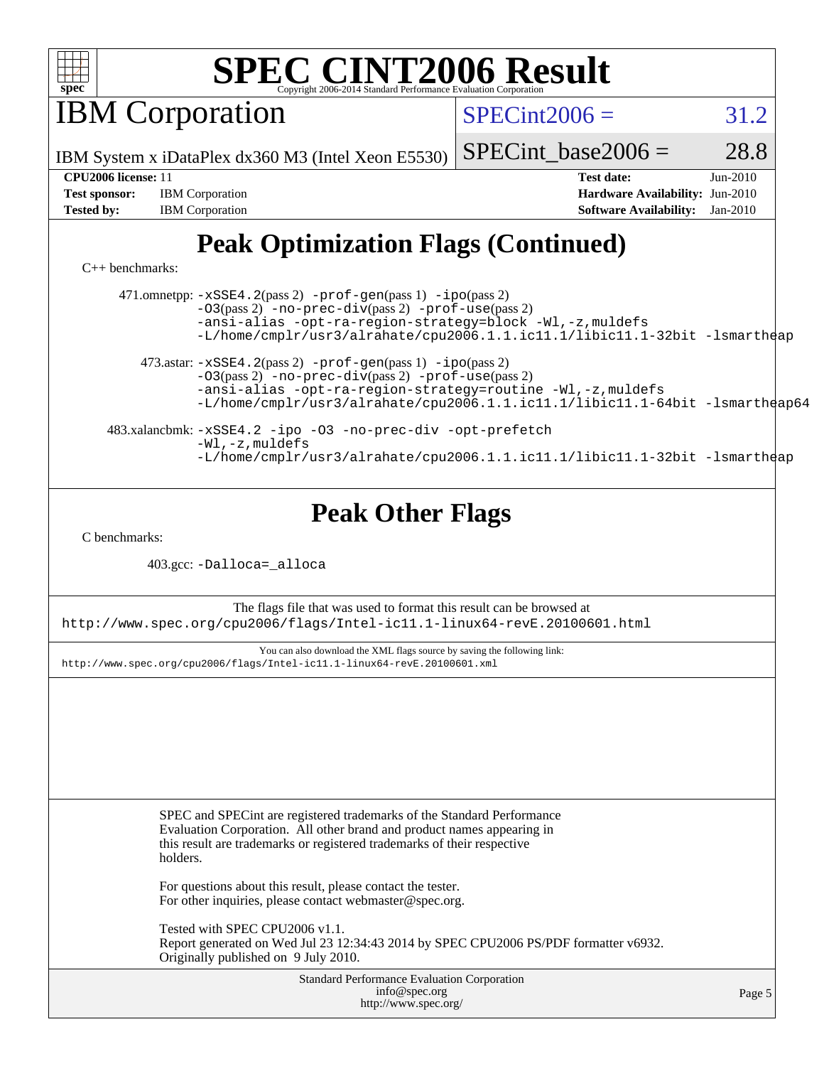# SPEC CINT2006 Result

Copyright 2006-2014 Standard Performance Evaluation Corporation

## IBM Corporation

IBM System x iDataPlex dx360 M3 (Intel Xeon E5530)

SPECint2006 = 31.2

SPECint_base2006 = 28.8

**CPU2006 license:** 11
**Test sponsor:** IBM Corporation
**Tested by:** IBM Corporation

**Test date:** Jun-2010
**Hardware Availability:** Jun-2010
**Software Availability:** Jan-2010

## Peak Optimization Flags (Continued)

C++ benchmarks:

471.omnetpp: `-xSSE4.2`(pass 2) `-prof-gen`(pass 1) `-ipo`(pass 2) `-O3`(pass 2) `-no-prec-div`(pass 2) `-prof-use`(pass 2) `-ansi-alias -opt-ra-region-strategy=block -Wl,-z,muldefs -L/home/cmplr/usr3/alrahate/cpu2006.1.1.ic11.1/libic11.1-32bit -lsmartheap`

473.astar: `-xSSE4.2`(pass 2) `-prof-gen`(pass 1) `-ipo`(pass 2) `-O3`(pass 2) `-no-prec-div`(pass 2) `-prof-use`(pass 2) `-ansi-alias -opt-ra-region-strategy=routine -Wl,-z,muldefs -L/home/cmplr/usr3/alrahate/cpu2006.1.1.ic11.1/libic11.1-64bit -lsmartheap64`

483.xalancbmk: `-xSSE4.2 -ipo -O3 -no-prec-div -opt-prefetch -Wl,-z,muldefs -L/home/cmplr/usr3/alrahate/cpu2006.1.1.ic11.1/libic11.1-32bit -lsmartheap`

## Peak Other Flags

C benchmarks:

403.gcc: `-Dalloca=_alloca`

The flags file that was used to format this result can be browsed at
http://www.spec.org/cpu2006/flags/Intel-ic11.1-linux64-revE.20100601.html

You can also download the XML flags source by saving the following link:
http://www.spec.org/cpu2006/flags/Intel-ic11.1-linux64-revE.20100601.xml

SPEC and SPECint are registered trademarks of the Standard Performance Evaluation Corporation. All other brand and product names appearing in this result are trademarks or registered trademarks of their respective holders.

For questions about this result, please contact the tester.
For other inquiries, please contact webmaster@spec.org.

Tested with SPEC CPU2006 v1.1.
Report generated on Wed Jul 23 12:34:43 2014 by SPEC CPU2006 PS/PDF formatter v6932.
Originally published on 9 July 2010.

Standard Performance Evaluation Corporation
info@spec.org
http://www.spec.org/